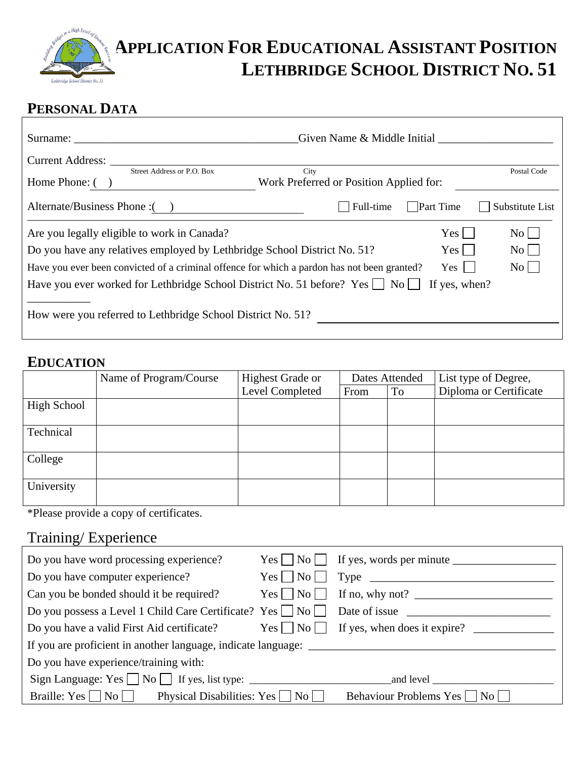# APPLICATION FOR EDUCATIONAL ASSISTANT POSITION
# LETHBRIDGE SCHOOL DISTRICT NO. 51

## PERSONAL DATA

Surname: ______________________________________ Given Name & Middle Initial ____________________

Current Address: ________________________________________________________________
Street Address or P.O. Box — City — Postal Code

Home Phone: ( ) ________________________ Work Preferred or Position Applied for: ________________

Alternate/Business Phone :( ) ________________________ ☐ Full-time ☐ Part Time ☐ Substitute List

Are you legally eligible to work in Canada? Yes ☐ No ☐

Do you have any relatives employed by Lethbridge School District No. 51? Yes ☐ No ☐

Have you ever been convicted of a criminal offence for which a pardon has not been granted? Yes ☐ No ☐

Have you ever worked for Lethbridge School District No. 51 before? Yes ☐ No ☐ If yes, when? ___________

How were you referred to Lethbridge School District No. 51? ________________________________

## EDUCATION

| | Name of Program/Course | Highest Grade or Level Completed | Dates Attended | | List type of Degree, Diploma or Certificate |
|---|---|---|---|---|---|
| | | | From | To | |
| High School | | | | | |
| Technical | | | | | |
| College | | | | | |
| University | | | | | |

*Please provide a copy of certificates.

## Training/ Experience

Do you have word processing experience? Yes ☐ No ☐ If yes, words per minute __________________

Do you have computer experience? Yes ☐ No ☐ Type ________________________________

Can you be bonded should it be required? Yes ☐ No ☐ If no, why not? ________________________

Do you possess a Level 1 Child Care Certificate? Yes ☐ No ☐ Date of issue ________________________

Do you have a valid First Aid certificate? Yes ☐ No ☐ If yes, when does it expire? ______________

If you are proficient in another language, indicate language: ___________________________________________

Do you have experience/training with:

Sign Language: Yes ☐ No ☐ If yes, list type: __________________________and level _______________________

Braille: Yes ☐ No ☐ Physical Disabilities: Yes ☐ No ☐ Behaviour Problems Yes ☐ No ☐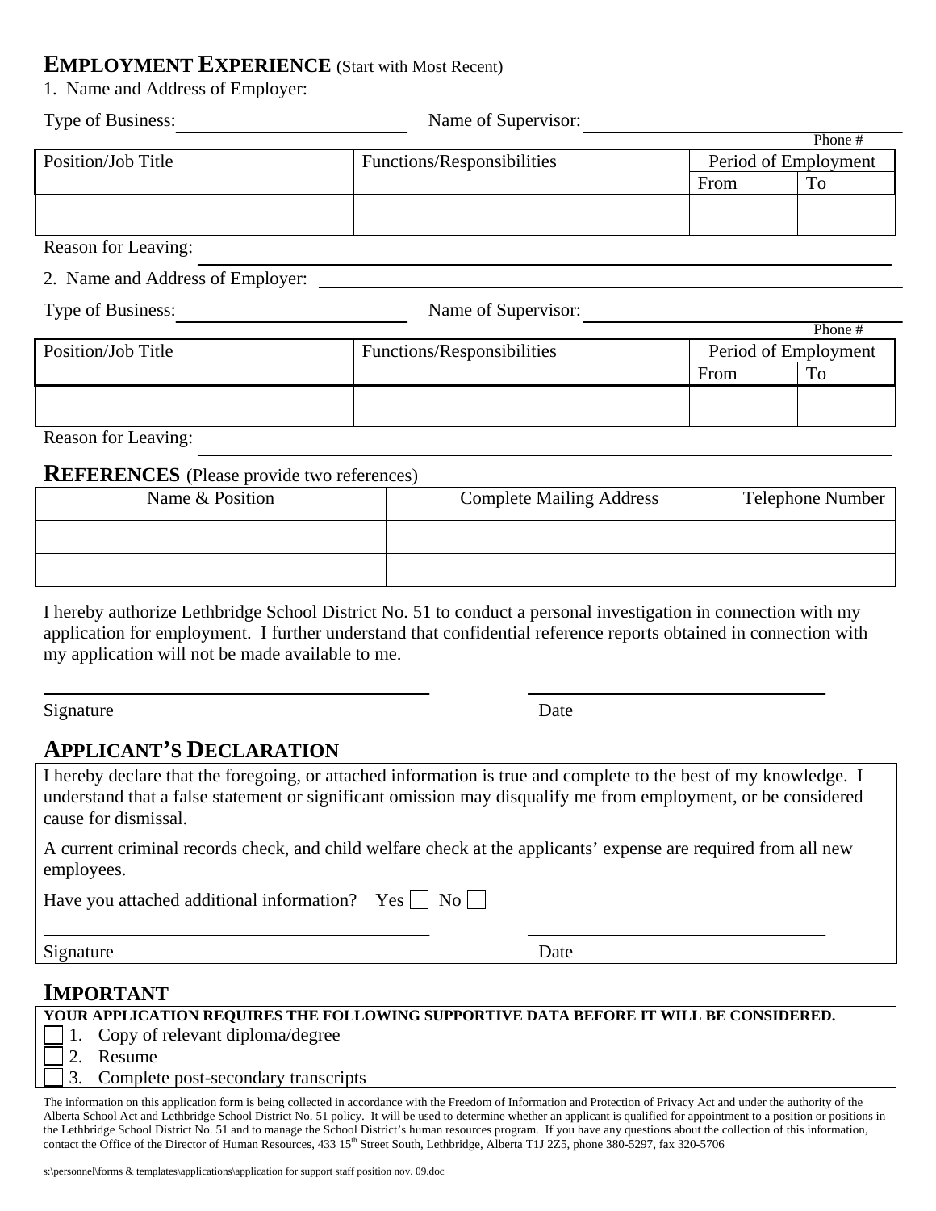## EMPLOYMENT EXPERIENCE (Start with Most Recent)

1. Name and Address of Employer: 

Type of Business: Name of Supervisor: 

Phone #

| Position/Job Title | Functions/Responsibilities | Period of Employment | |
|---|---|---|---|
| | | From | To |
| | | | |

Reason for Leaving:

2. Name and Address of Employer: 

Type of Business: Name of Supervisor: 

Phone #

| Position/Job Title | Functions/Responsibilities | Period of Employment | |
|---|---|---|---|
| | | From | To |
| | | | |

Reason for Leaving:

## REFERENCES (Please provide two references)

| Name & Position | Complete Mailing Address | Telephone Number |
|---|---|---|
| | | |
| | | |

I hereby authorize Lethbridge School District No. 51 to conduct a personal investigation in connection with my application for employment. I further understand that confidential reference reports obtained in connection with my application will not be made available to me.

Signature Date

## APPLICANT'S DECLARATION

I hereby declare that the foregoing, or attached information is true and complete to the best of my knowledge. I understand that a false statement or significant omission may disqualify me from employment, or be considered cause for dismissal.

A current criminal records check, and child welfare check at the applicants' expense are required from all new employees.

Have you attached additional information? Yes ☐ No ☐

Signature Date

## IMPORTANT

**YOUR APPLICATION REQUIRES THE FOLLOWING SUPPORTIVE DATA BEFORE IT WILL BE CONSIDERED.**

☐ 1. Copy of relevant diploma/degree
☐ 2. Resume
☐ 3. Complete post-secondary transcripts

The information on this application form is being collected in accordance with the Freedom of Information and Protection of Privacy Act and under the authority of the Alberta School Act and Lethbridge School District No. 51 policy. It will be used to determine whether an applicant is qualified for appointment to a position or positions in the Lethbridge School District No. 51 and to manage the School District's human resources program. If you have any questions about the collection of this information, contact the Office of the Director of Human Resources, 433 15th Street South, Lethbridge, Alberta T1J 2Z5, phone 380-5297, fax 320-5706

s:\personnel\forms & templates\applications\application for support staff position nov. 09.doc